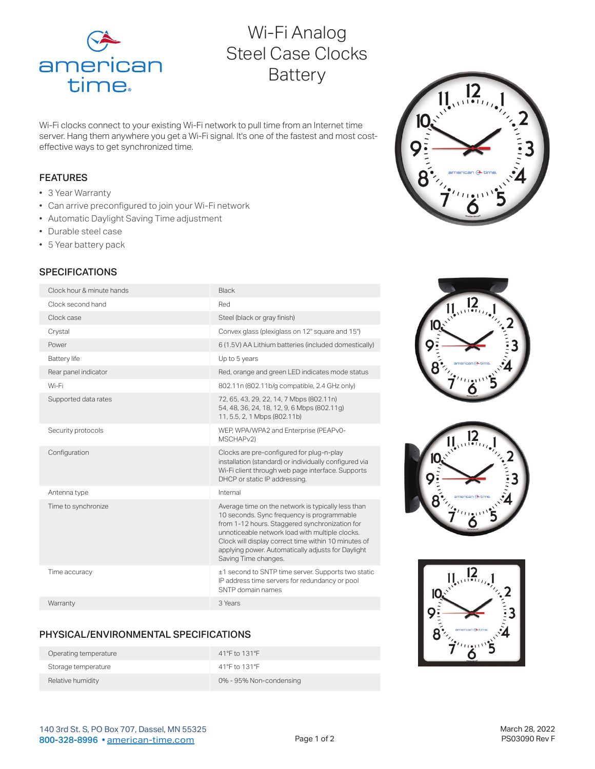# Wi-Fi Analog Steel Case Clocks Battery

Wi-Fi clocks connect to your existing Wi-Fi network to pull time from an Internet time server. Hang them anywhere you get a Wi-Fi signal. It's one of the fastest and most cost-effective ways to get synchronized time.

## FEATURES

- 3 Year Warranty
- Can arrive preconfigured to join your Wi-Fi network
- Automatic Daylight Saving Time adjustment
- Durable steel case
- 5 Year battery pack

## SPECIFICATIONS

| | |
|---|---|
| Clock hour & minute hands | Black |
| Clock second hand | Red |
| Clock case | Steel (black or gray finish) |
| Crystal | Convex glass (plexiglass on 12" square and 15") |
| Power | 6 (1.5V) AA Lithium batteries (included domestically) |
| Battery life | Up to 5 years |
| Rear panel indicator | Red, orange and green LED indicates mode status |
| Wi-Fi | 802.11n (802.11b/g compatible, 2.4 GHz only) |
| Supported data rates | 72, 65, 43, 29, 22, 14, 7 Mbps (802.11n)<br>54, 48, 36, 24, 18, 12, 9, 6 Mbps (802.11g)<br>11, 5.5, 2, 1 Mbps (802.11b) |
| Security protocols | WEP, WPA/WPA2 and Enterprise (PEAPv0-MSCHAPv2) |
| Configuration | Clocks are pre-configured for plug-n-play installation (standard) or individually configured via Wi-Fi client through web page interface. Supports DHCP or static IP addressing. |
| Antenna type | Internal |
| Time to synchronize | Average time on the network is typically less than 10 seconds. Sync frequency is programmable from 1-12 hours. Staggered synchronization for unnoticeable network load with multiple clocks. Clock will display correct time within 10 minutes of applying power. Automatically adjusts for Daylight Saving Time changes. |
| Time accuracy | ±1 second to SNTP time server. Supports two static IP address time servers for redundancy or pool SNTP domain names |
| Warranty | 3 Years |

## PHYSICAL/ENVIRONMENTAL SPECIFICATIONS

| | |
|---|---|
| Operating temperature | 41°F to 131°F |
| Storage temperature | 41°F to 131°F |
| Relative humidity | 0% - 95% Non-condensing |

140 3rd St. S, PO Box 707, Dassel, MN 55325
800-328-8996 • american-time.com

March 28, 2022
PS03090 Rev F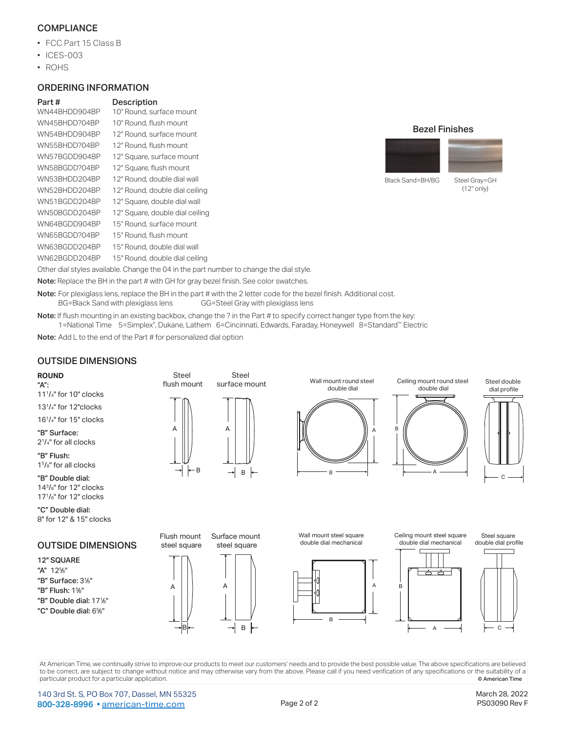## COMPLIANCE

- FCC Part 15 Class B
- ICES-003
- ROHS

## ORDERING INFORMATION

| Part # | Description |
|---|---|
| WN44BHDD904BP | 10" Round, surface mount |
| WN45BHDD?04BP | 10" Round, flush mount |
| WN54BHDD904BP | 12" Round, surface mount |
| WN55BHDD?04BP | 12" Round, flush mount |
| WN57BGDD904BP | 12" Square, surface mount |
| WN58BGDD?04BP | 12" Square, flush mount |
| WN53BHDD204BP | 12" Round, double dial wall |
| WN52BHDD204BP | 12" Round, double dial ceiling |
| WN51BGDD204BP | 12" Square, double dial wall |
| WN50BGDD204BP | 12" Square, double dial ceiling |
| WN64BGDD904BP | 15" Round, surface mount |
| WN65BGDD?04BP | 15" Round, flush mount |
| WN63BGDD204BP | 15" Round, double dial wall |
| WN62BGDD204BP | 15" Round, double dial ceiling |

Other dial styles available. Change the 04 in the part number to change the dial style.

**Note:** Replace the BH in the part # with GH for gray bezel finish. See color swatches.

**Note:** For plexiglass lens, replace the BH in the part # with the 2 letter code for the bezel finish. Additional cost.
BG=Black Sand with plexiglass lens GG=Steel Gray with plexiglass lens

**Note:** If flush mounting in an existing backbox, change the ? in the Part # to specify correct hanger type from the key:
1=National Time 5=Simplex®, Dukane, Lathem 6=Cincinnati, Edwards, Faraday, Honeywell 8=Standard™ Electric

**Note:** Add L to the end of the Part # for personalized dial option

### Bezel Finishes

Black Sand=BH/BG

Steel Gray=GH (12" only)

## OUTSIDE DIMENSIONS

**ROUND**

**"A":**
11 1/4" for 10" clocks
13 1/4" for 12"clocks
16 1/4" for 15" clocks

**"B" Surface:**
2 1/4" for all clocks

**"B" Flush:**
1 5/8" for all clocks

**"B" Double dial:**
14 3/8" for 12" clocks
17 1/8" for 12" clocks

**"C" Double dial:**
8" for 12" & 15" clocks

Steel flush mount

Steel surface mount

Wall mount round steel double dial

Ceiling mount round steel double dial

Steel double dial profile

## OUTSIDE DIMENSIONS

**12" SQUARE**

**"A"** 12⅝"
**"B" Surface:** 3⅛"
**"B" Flush:** 1⅝"
**"B" Double dial:** 17⅛"
**"C" Double dial:** 6⅝"

Flush mount steel square

Surface mount steel square

Wall mount steel square double dial mechanical

Ceiling mount steel square double dial mechanical

Steel square double dial profile

At American Time, we continually strive to improve our products to meet our customers' needs and to provide the best possible value. The above specifications are believed to be correct, are subject to change without notice and may otherwise vary from the above. Please call if you need verification of any specifications or the suitability of a particular product for a particular application. © American Time

140 3rd St. S, PO Box 707, Dassel, MN 55325
800-328-8996 • american-time.com

March 28, 2022
PS03090 Rev F